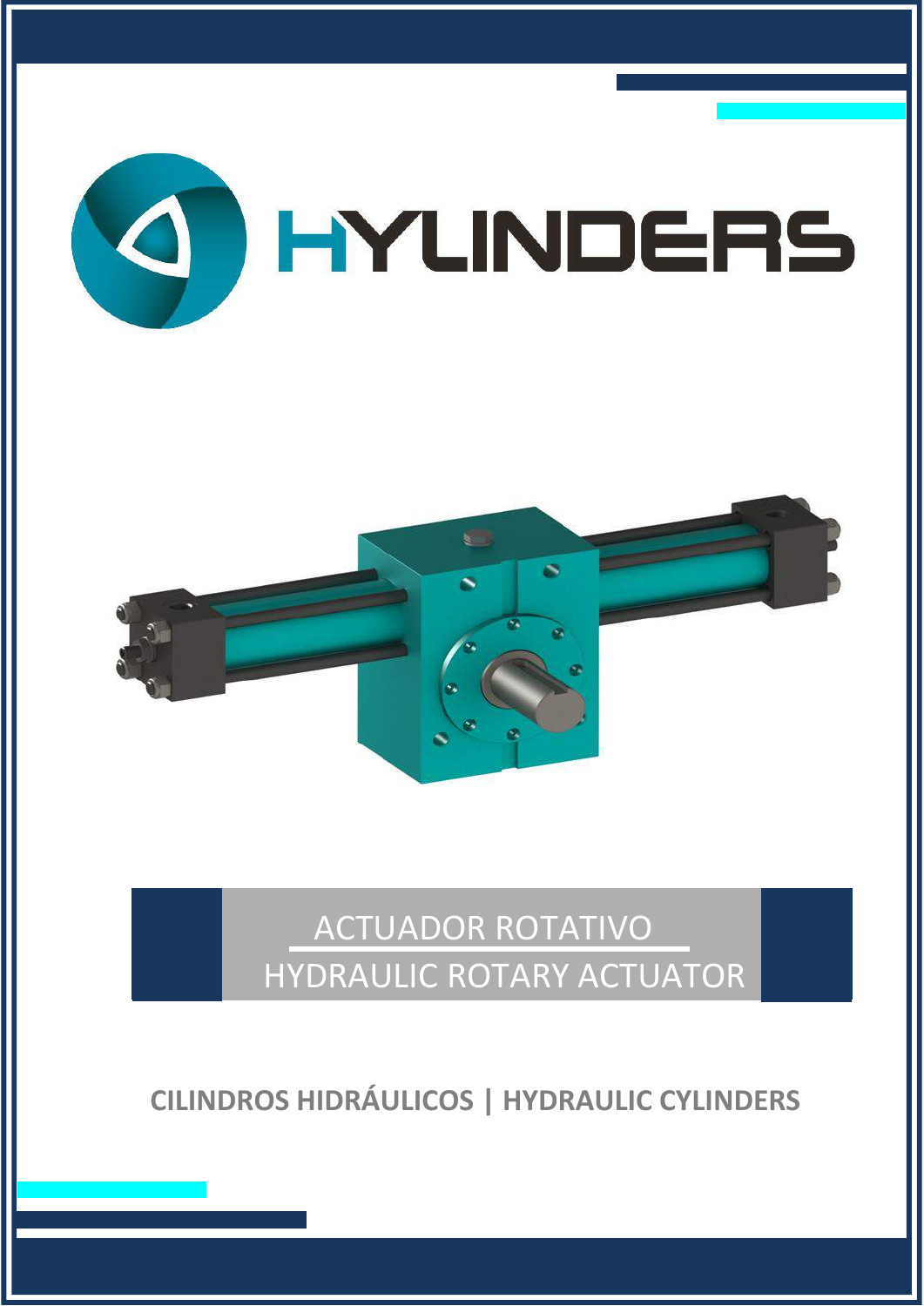# HYLINDERS

## ACTUADOR ROTATIVO

## HYDRAULIC ROTARY ACTUATOR

**CILINDROS HIDRÁULICOS | HYDRAULIC CYLINDERS**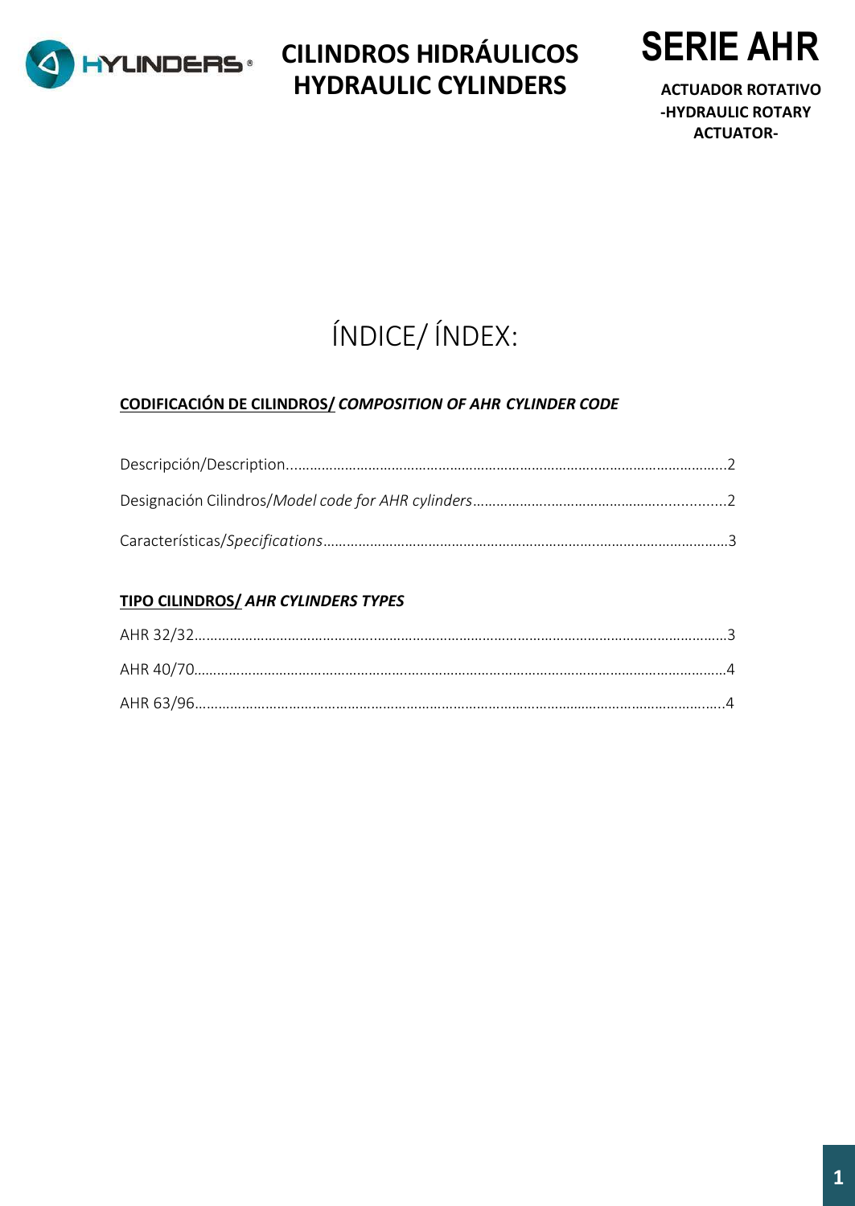# CILINDROS HIDRÁULICOS HYDRAULIC CYLINDERS

# SERIE AHR

**ACTUADOR ROTATIVO -HYDRAULIC ROTARY ACTUATOR-**

## ÍNDICE/ ÍNDEX:

**CODIFICACIÓN DE CILINDROS/ *COMPOSITION OF AHR CYLINDER CODE***

Descripción/Description....................................................................................................2

Designación Cilindros/*Model code for AHR cylinders*..........................................................2

Características/*Specifications*..............................................................................................3

**TIPO CILINDROS/ *AHR CYLINDERS TYPES***

AHR 32/32...........................................................................................................................3

AHR 40/70...........................................................................................................................4

AHR 63/96...........................................................................................................................4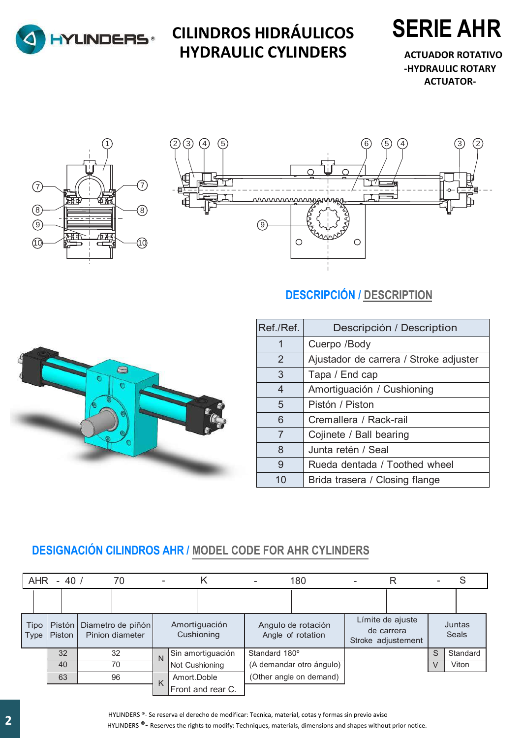# CILINDROS HIDRÁULICOS HYDRAULIC CYLINDERS

# SERIE AHR

**ACTUADOR ROTATIVO -HYDRAULIC ROTARY ACTUATOR-**

## DESCRIPCIÓN / DESCRIPTION

| Ref./Ref. | Descripción / Description |
|---|---|
| 1 | Cuerpo /Body |
| 2 | Ajustador de carrera / Stroke adjuster |
| 3 | Tapa / End cap |
| 4 | Amortiguación / Cushioning |
| 5 | Pistón / Piston |
| 6 | Cremallera / Rack-rail |
| 7 | Cojinete / Ball bearing |
| 8 | Junta retén / Seal |
| 9 | Rueda dentada / Toothed wheel |
| 10 | Brida trasera / Closing flange |

## DESIGNACIÓN CILINDROS AHR / MODEL CODE FOR AHR CYLINDERS

AHR - 40 / 70 - K - 180 - R - S

| Tipo Type | Pistón Piston | Diametro de piñón Pinion diameter | Amortiguación Cushioning | | Angulo de rotación Angle of rotation | Límite de ajuste de carrera Stroke adjustement | Juntas Seals | |
|---|---|---|---|---|---|---|---|---|
| | 32 | 32 | N | Sin amortiguación Not Cushioning | Standard 180º | | S | Standard |
| | 40 | 70 | | | (A demandar otro ángulo) | | V | Viton |
| | 63 | 96 | K | Amort.Doble Front and rear C. | (Other angle on demand) | | | |

HYLINDERS ®- Se reserva el derecho de modificar: Tecnica, material, cotas y formas sin previo aviso

HYLINDERS ®- Reserves the rights to modify: Techniques, materials, dimensions and shapes without prior notice.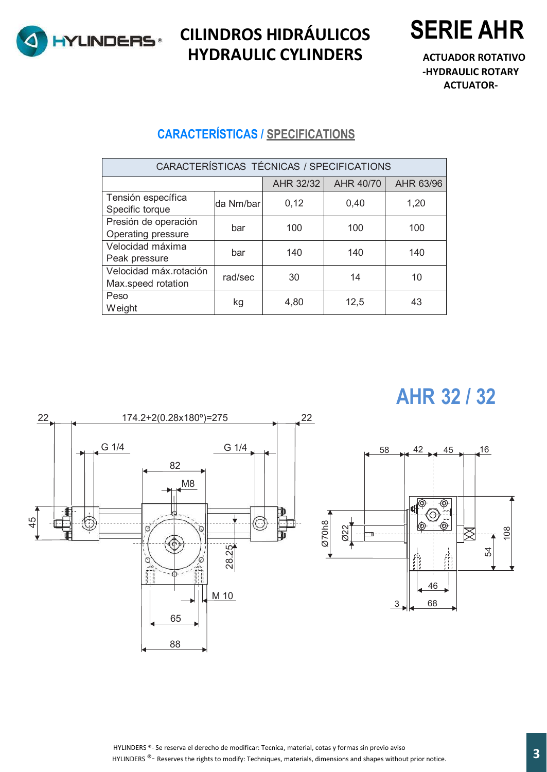# CILINDROS HIDRÁULICOS HYDRAULIC CYLINDERS

# SERIE AHR

**ACTUADOR ROTATIVO -HYDRAULIC ROTARY ACTUATOR-**

## CARACTERÍSTICAS / SPECIFICATIONS

| CARACTERÍSTICAS TÉCNICAS / SPECIFICATIONS | | | | |
|---|---|---|---|---|
| | | AHR 32/32 | AHR 40/70 | AHR 63/96 |
| Tensión específica Specific torque | da Nm/bar | 0,12 | 0,40 | 1,20 |
| Presión de operación Operating pressure | bar | 100 | 100 | 100 |
| Velocidad máxima Peak pressure | bar | 140 | 140 | 140 |
| Velocidad máx.rotación Max.speed rotation | rad/sec | 30 | 14 | 10 |
| Peso Weight | kg | 4,80 | 12,5 | 43 |

## AHR 32 / 32

22 — 174.2+2(0.28x180º)=275 — 22

G 1/4 — G 1/4 — 82 — M8 — 45 — 28.25 — M 10 — 65 — 88

58 — 42 — 45 — 16 — Ø70h8 — Ø22 — 108 — 54 — 46 — 3 — 68

HYLINDERS ®- Se reserva el derecho de modificar: Tecnica, material, cotas y formas sin previo aviso

HYLINDERS ®- Reserves the rights to modify: Techniques, materials, dimensions and shapes without prior notice.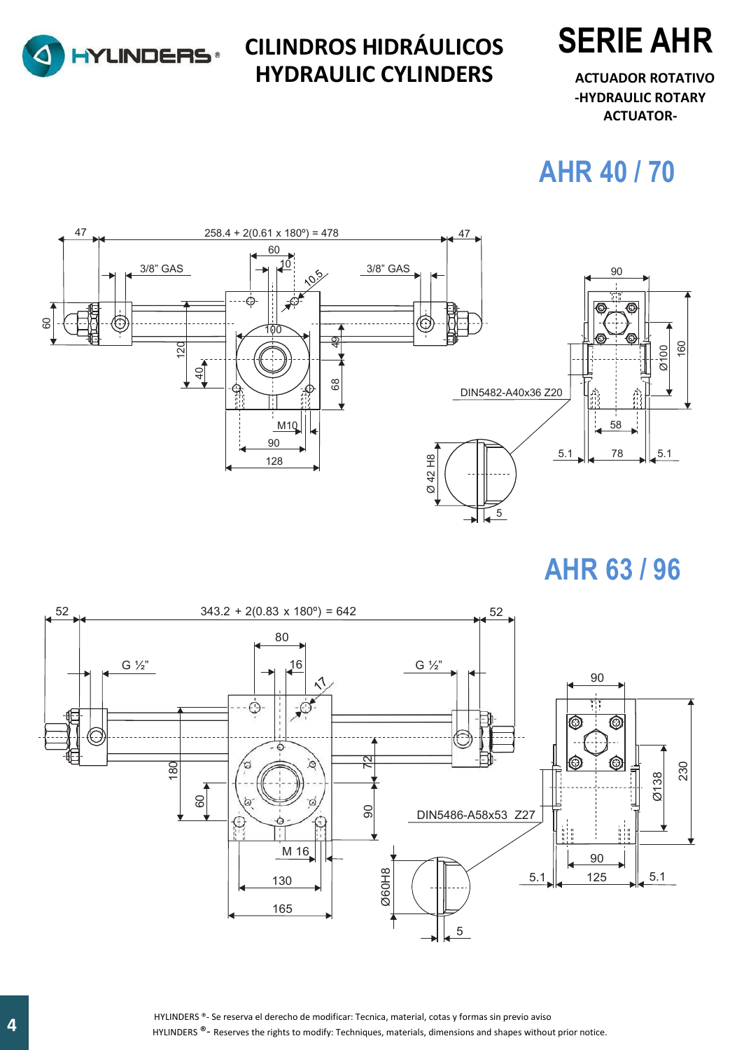# CILINDROS HIDRÁULICOS
# HYDRAULIC CYLINDERS

# SERIE AHR

**ACTUADOR ROTATIVO -HYDRAULIC ROTARY ACTUATOR-**

## AHR 40 / 70

47 | 258.4 + 2(0.61 x 180º) = 478 | 47

60, 10, 10.5, 3/8" GAS, 3/8" GAS, 100, 120, 40, 49, 68, 60, M10, 90, 128

90, Ø100, 160, 58, 5.1, 78, 5.1

DIN5482-A40x36 Z20

Ø 42 H8, 5

## AHR 63 / 96

52 | 343.2 + 2(0.83 x 180º) = 642 | 52

80, 16, 17, G ½", G ½", 180, 60, 72, 90, M 16, 130, 165

90, Ø138, 230, 90, 5.1, 125, 5.1

DIN5486-A58x53 Z27

Ø60H8, 5

HYLINDERS ®- Se reserva el derecho de modificar: Tecnica, material, cotas y formas sin previo aviso

HYLINDERS ®- Reserves the rights to modify: Techniques, materials, dimensions and shapes without prior notice.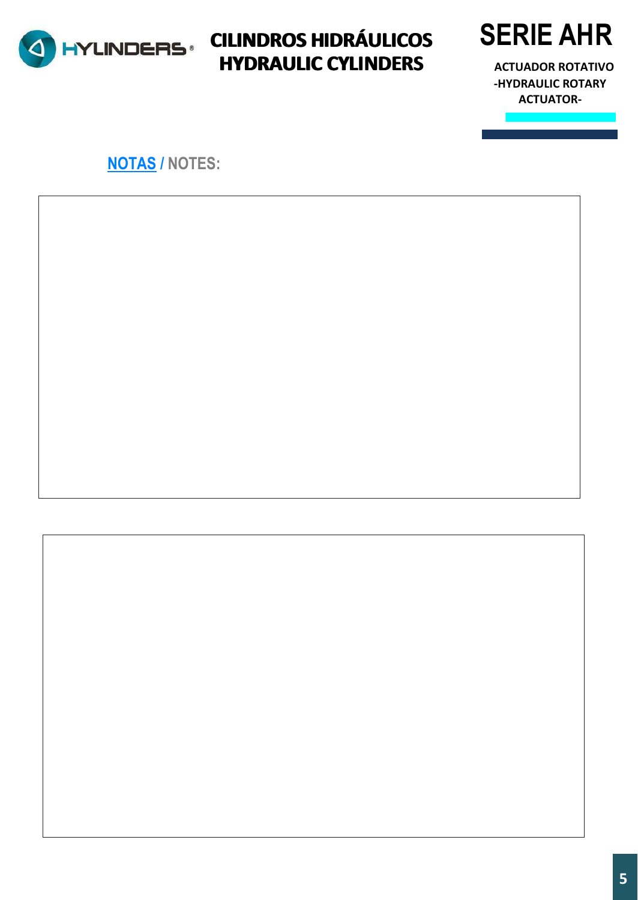**NOTAS / NOTES:**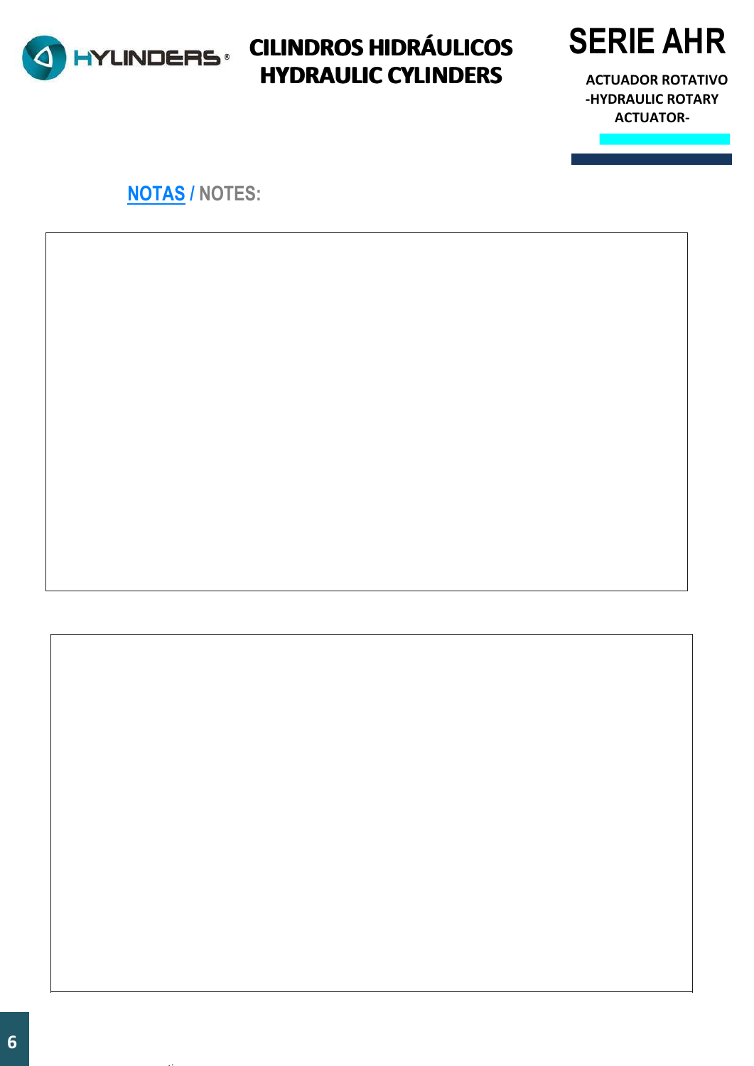## NOTAS / NOTES: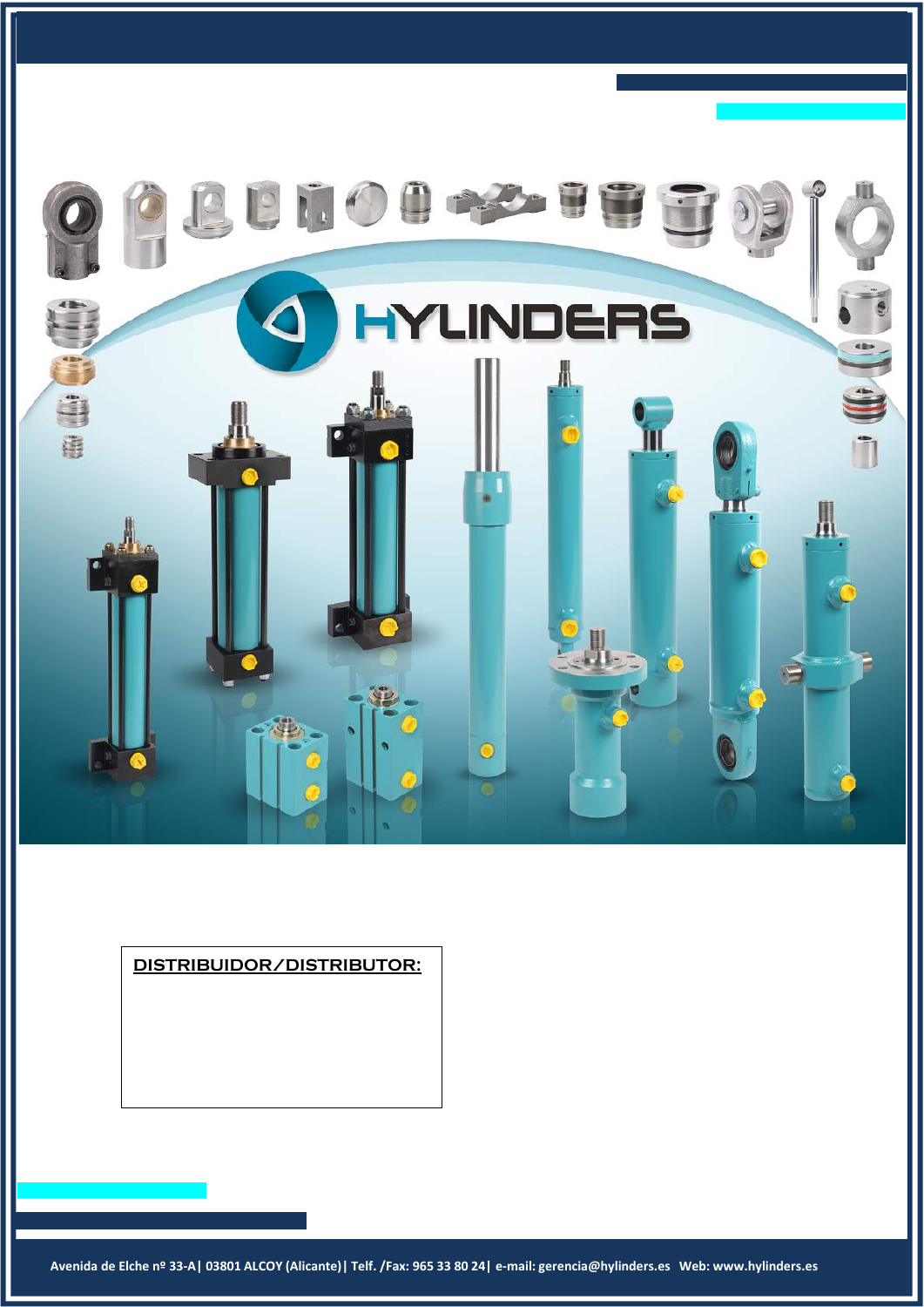DISTRIBUIDOR/DISTRIBUTOR:

Avenida de Elche nº 33-A| 03801 ALCOY (Alicante)| Telf. /Fax: 965 33 80 24| e-mail: gerencia@hylinders.es Web: www.hylinders.es